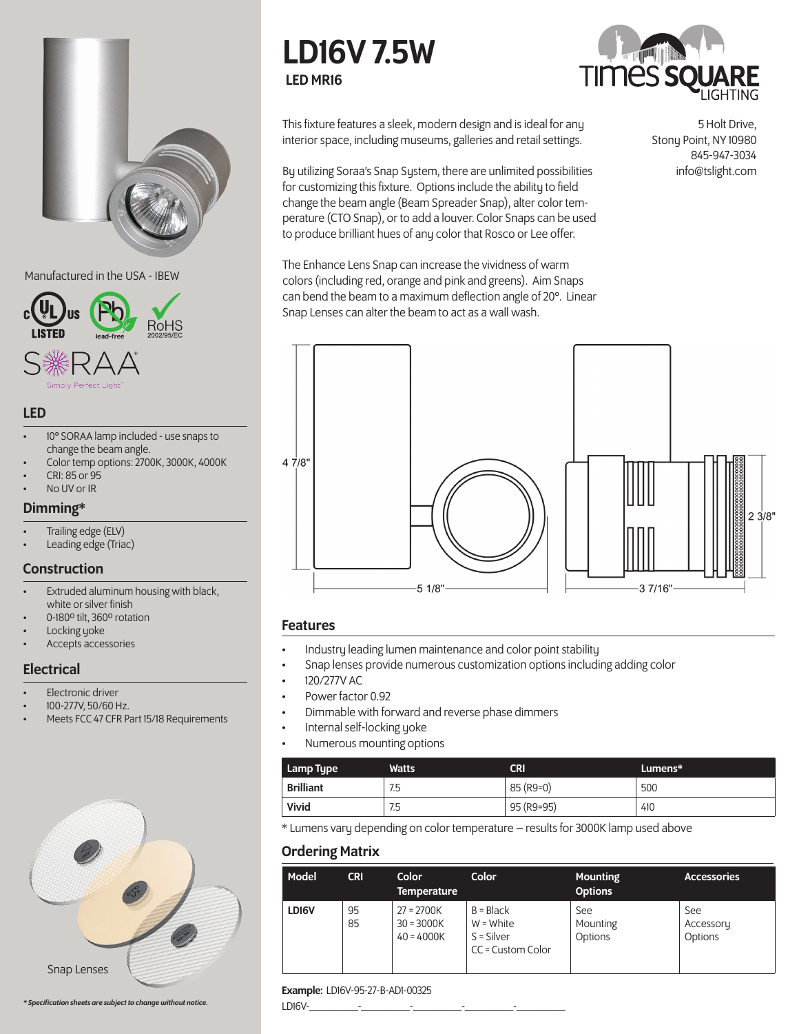# LD16V 7.5W

**LED MR16**

TIMES SQUARE LIGHTING

5 Holt Drive,
Stony Point, NY 10980
845-947-3034
info@tslight.com

This fixture features a sleek, modern design and is ideal for any interior space, including museums, galleries and retail settings.

By utilizing Soraa's Snap System, there are unlimited possibilities for customizing this fixture. Options include the ability to field change the beam angle (Beam Spreader Snap), alter color temperature (CTO Snap), or to add a louver. Color Snaps can be used to produce brilliant hues of any color that Rosco or Lee offer.

The Enhance Lens Snap can increase the vividness of warm colors (including red, orange and pink and greens). Aim Snaps can bend the beam to a maximum deflection angle of 20°. Linear Snap Lenses can alter the beam to act as a wall wash.

4 7/8" — 5 1/8" — 3 7/16" — 2 3/8"

Manufactured in the USA - IBEW

c UL us LISTED — lead-free — RoHS 2002/95/EC

SORAA Simply Perfect Light

## LED

- 10° SORAA lamp included - use snaps to change the beam angle.
- Color temp options: 2700K, 3000K, 4000K
- CRI: 85 or 95
- No UV or IR

## Dimming*

- Trailing edge (ELV)
- Leading edge (Triac)

## Construction

- Extruded aluminum housing with black, white or silver finish
- 0-180º tilt, 360º rotation
- Locking yoke
- Accepts accessories

## Electrical

- Electronic driver
- 100-277V, 50/60 Hz.
- Meets FCC 47 CFR Part 15/18 Requirements

Snap Lenses

## Features

- Industry leading lumen maintenance and color point stability
- Snap lenses provide numerous customization options including adding color
- 120/277V AC
- Power factor 0.92
- Dimmable with forward and reverse phase dimmers
- Internal self-locking yoke
- Numerous mounting options

| Lamp Type | Watts | CRI | Lumens* |
|---|---|---|---|
| **Brilliant** | 7.5 | 85 (R9=0) | 500 |
| **Vivid** | 7.5 | 95 (R9=95) | 410 |

* Lumens vary depending on color temperature – results for 3000K lamp used above

## Ordering Matrix

| Model | CRI | Color Temperature | Color | Mounting Options | Accessories |
|---|---|---|---|---|---|
| **LD16V** | 95<br>85 | 27 = 2700K<br>30 = 3000K<br>40 = 4000K | B = Black<br>W = White<br>S = Silver<br>CC = Custom Color | See Mounting Options | See Accessory Options |

**Example:** LD16V-95-27-B-ADI-00325

LD16V-\_\_\_\_\_\_\_\_-\_\_\_\_\_\_\_\_-\_\_\_\_\_\_\_\_-\_\_\_\_\_\_\_\_-\_\_\_\_\_\_\_\_

*\* Specification sheets are subject to change without notice.*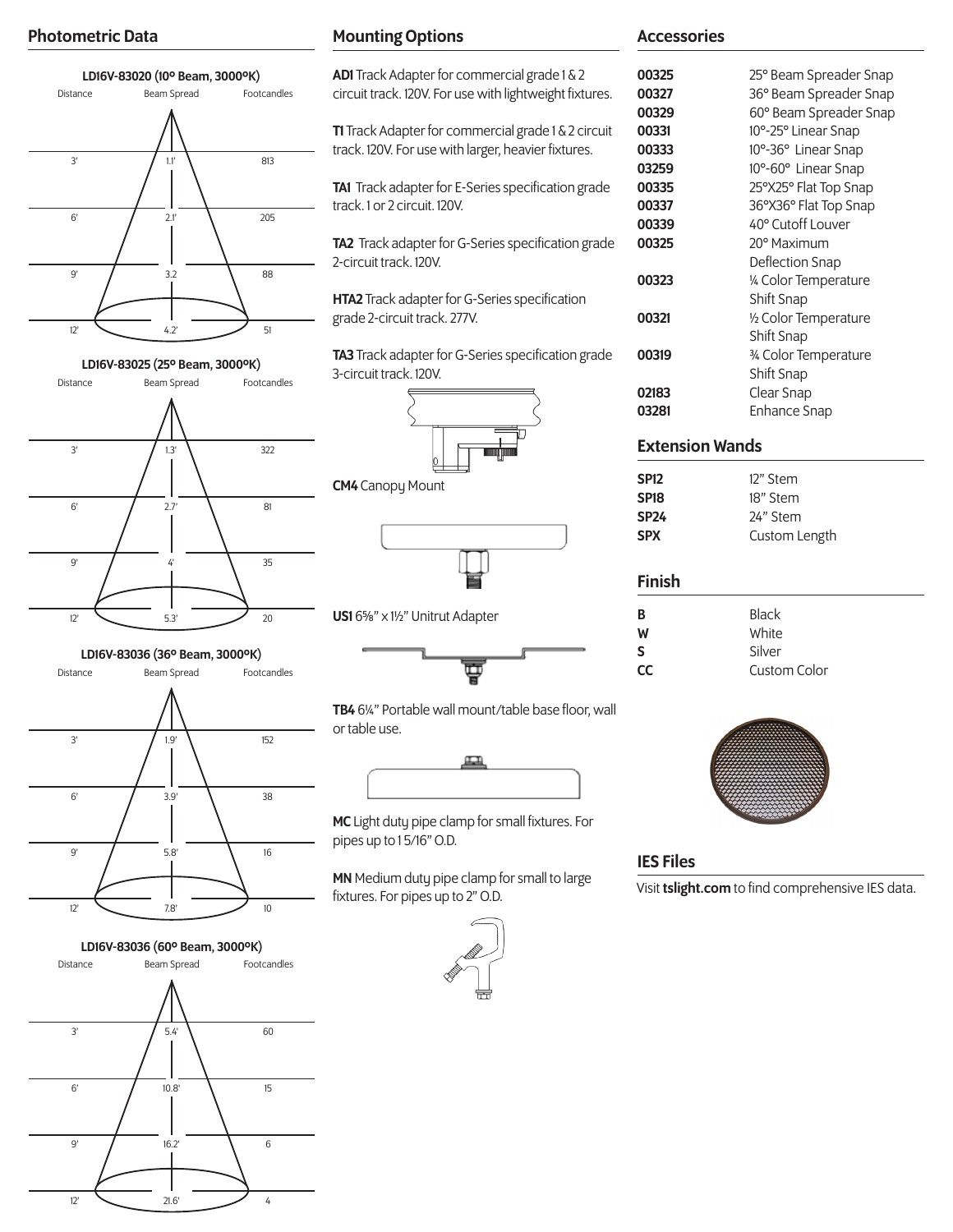## Photometric Data

**LD16V-83020 (10º Beam, 3000ºK)**

Distance | Beam Spread | Footcandles

3' | 1.1' | 813

6' | 2.1' | 205

9' | 3.2 | 88

12' | 4.2' | 51

**LD16V-83025 (25º Beam, 3000ºK)**

Distance | Beam Spread | Footcandles

3' | 1.3' | 322

6' | 2.7' | 81

9' | 4' | 35

12' | 5.3' | 20

**LD16V-83036 (36º Beam, 3000ºK)**

Distance | Beam Spread | Footcandles

3' | 1.9' | 152

6' | 3.9' | 38

9' | 5.8' | 16

12' | 7.8' | 10

**LD16V-83036 (60º Beam, 3000ºK)**

Distance | Beam Spread | Footcandles

3' | 5.4' | 60

6' | 10.8' | 15

9' | 16.2' | 6

12' | 21.6' | 4

## Mounting Options

**AD1** Track Adapter for commercial grade 1 & 2 circuit track. 120V. For use with lightweight fixtures.

**T1** Track Adapter for commercial grade 1 & 2 circuit track. 120V. For use with larger, heavier fixtures.

**TA1** Track adapter for E-Series specification grade track. 1 or 2 circuit. 120V.

**TA2** Track adapter for G-Series specification grade 2-circuit track. 120V.

**HTA2** Track adapter for G-Series specification grade 2-circuit track. 277V.

**TA3** Track adapter for G-Series specification grade 3-circuit track. 120V.

**CM4** Canopy Mount

**US1** 6⅝" x 1½" Unitrut Adapter

**TB4** 6¼" Portable wall mount/table base floor, wall or table use.

**MC** Light duty pipe clamp for small fixtures. For pipes up to 1 5/16" O.D.

**MN** Medium duty pipe clamp for small to large fixtures. For pipes up to 2" O.D

## Accessories

| | |
|---|---|
| **00325** | 25° Beam Spreader Snap |
| **00327** | 36° Beam Spreader Snap |
| **00329** | 60° Beam Spreader Snap |
| **00331** | 10°-25° Linear Snap |
| **00333** | 10°-36° Linear Snap |
| **03259** | 10°-60° Linear Snap |
| **00335** | 25°X25° Flat Top Snap |
| **00337** | 36°X36° Flat Top Snap |
| **00339** | 40° Cutoff Louver |
| **00325** | 20° Maximum Deflection Snap |
| **00323** | ¼ Color Temperature Shift Snap |
| **00321** | ½ Color Temperature Shift Snap |
| **00319** | ¾ Color Temperature Shift Snap |
| **02183** | Clear Snap |
| **03281** | Enhance Snap |

## Extension Wands

| | |
|---|---|
| **SP12** | 12" Stem |
| **SP18** | 18" Stem |
| **SP24** | 24" Stem |
| **SPX** | Custom Length |

## Finish

| | |
|---|---|
| **B** | Black |
| **W** | White |
| **S** | Silver |
| **CC** | Custom Color |

## IES Files

Visit **tslight.com** to find comprehensive IES data.